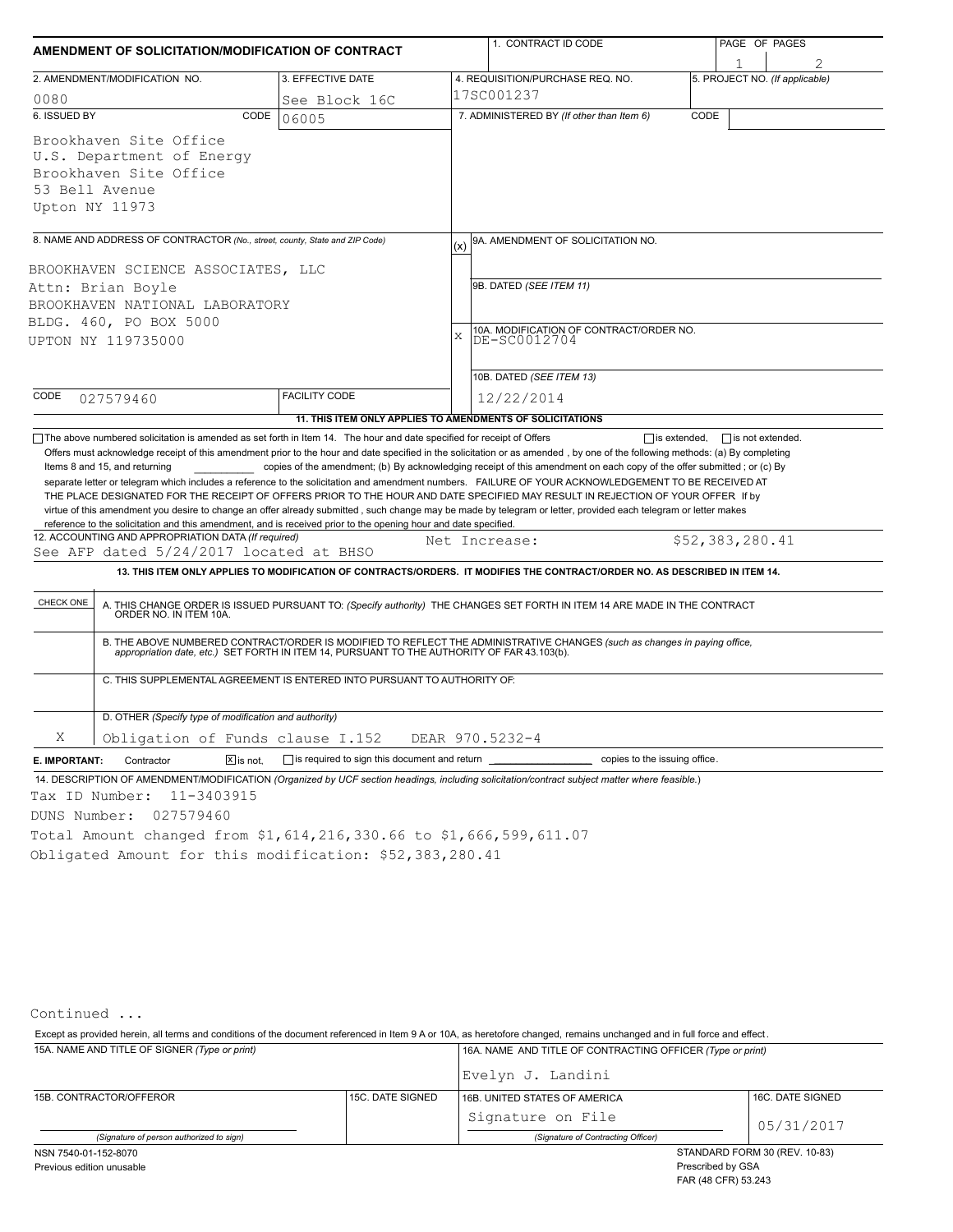# AMENDMENT OF SOLICITATION/MODIFICATION OF CONTRACT

| 1. CONTRACT ID CODE | PAGE OF PAGES |
| --- | --- |
| | 1 / 2 |

| 2. AMENDMENT/MODIFICATION NO. | 3. EFFECTIVE DATE | 4. REQUISITION/PURCHASE REQ. NO. | 5. PROJECT NO. (If applicable) |
| --- | --- | --- | --- |
| 0080 | See Block 16C | 17SC001237 | |

**6. ISSUED BY** CODE 06005

Brookhaven Site Office
U.S. Department of Energy
Brookhaven Site Office
53 Bell Avenue
Upton NY 11973

**7. ADMINISTERED BY** (If other than Item 6) CODE

**8. NAME AND ADDRESS OF CONTRACTOR** (No., street, county, State and ZIP Code)

BROOKHAVEN SCIENCE ASSOCIATES, LLC
Attn: Brian Boyle
BROOKHAVEN NATIONAL LABORATORY
BLDG. 460, PO BOX 5000
UPTON NY 119735000

CODE 027579460 FACILITY CODE

(x) 9A. AMENDMENT OF SOLICITATION NO.

9B. DATED (SEE ITEM 11)

X 10A. MODIFICATION OF CONTRACT/ORDER NO. DE-SC0012704

10B. DATED (SEE ITEM 13) 12/22/2014

**11. THIS ITEM ONLY APPLIES TO AMENDMENTS OF SOLICITATIONS**

☐ The above numbered solicitation is amended as set forth in Item 14. The hour and date specified for receipt of Offers ☐ is extended, ☐ is not extended.
Offers must acknowledge receipt of this amendment prior to the hour and date specified in the solicitation or as amended, by one of the following methods: (a) By completing Items 8 and 15, and returning ____ copies of the amendment; (b) By acknowledging receipt of this amendment on each copy of the offer submitted ; or (c) By separate letter or telegram which includes a reference to the solicitation and amendment numbers. FAILURE OF YOUR ACKNOWLEDGEMENT TO BE RECEIVED AT THE PLACE DESIGNATED FOR THE RECEIPT OF OFFERS PRIOR TO THE HOUR AND DATE SPECIFIED MAY RESULT IN REJECTION OF YOUR OFFER If by virtue of this amendment you desire to change an offer already submitted, such change may be made by telegram or letter, provided each telegram or letter makes reference to the solicitation and this amendment, and is received prior to the opening hour and date specified.

**12. ACCOUNTING AND APPROPRIATION DATA** (If required)
See AFP dated 5/24/2017 located at BHSO Net Increase: $52,383,280.41

**13. THIS ITEM ONLY APPLIES TO MODIFICATION OF CONTRACTS/ORDERS. IT MODIFIES THE CONTRACT/ORDER NO. AS DESCRIBED IN ITEM 14.**

| CHECK ONE | |
| --- | --- |
| | A. THIS CHANGE ORDER IS ISSUED PURSUANT TO: (Specify authority) THE CHANGES SET FORTH IN ITEM 14 ARE MADE IN THE CONTRACT ORDER NO. IN ITEM 10A. |
| | B. THE ABOVE NUMBERED CONTRACT/ORDER IS MODIFIED TO REFLECT THE ADMINISTRATIVE CHANGES (such as changes in paying office, appropriation date, etc.) SET FORTH IN ITEM 14, PURSUANT TO THE AUTHORITY OF FAR 43.103(b). |
| | C. THIS SUPPLEMENTAL AGREEMENT IS ENTERED INTO PURSUANT TO AUTHORITY OF: |
| X | D. OTHER (Specify type of modification and authority) Obligation of Funds clause I.152 DEAR 970.5232-4 |

**E. IMPORTANT:** Contractor ☒ is not, ☐ is required to sign this document and return ____ copies to the issuing office.

**14. DESCRIPTION OF AMENDMENT/MODIFICATION** (Organized by UCF section headings, including solicitation/contract subject matter where feasible.)

Tax ID Number: 11-3403915
DUNS Number: 027579460
Total Amount changed from $1,614,216,330.66 to $1,666,599,611.07
Obligated Amount for this modification: $52,383,280.41

Continued ...

Except as provided herein, all terms and conditions of the document referenced in Item 9 A or 10A, as heretofore changed, remains unchanged and in full force and effect.

| 15A. NAME AND TITLE OF SIGNER (Type or print) | | 16A. NAME AND TITLE OF CONTRACTING OFFICER (Type or print) | |
| --- | --- | --- | --- |
| | | Evelyn J. Landini | |
| 15B. CONTRACTOR/OFFEROR | 15C. DATE SIGNED | 16B. UNITED STATES OF AMERICA | 16C. DATE SIGNED |
| (Signature of person authorized to sign) | | Signature on File (Signature of Contracting Officer) | 05/31/2017 |

NSN 7540-01-152-8070
Previous edition unusable

STANDARD FORM 30 (REV. 10-83)
Prescribed by GSA
FAR (48 CFR) 53.243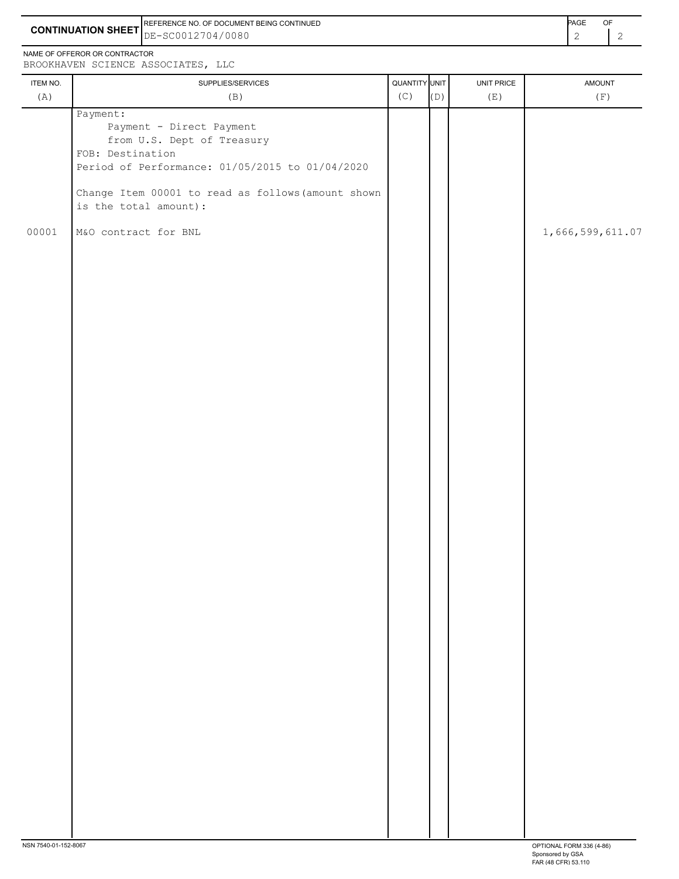**CONTINUATION SHEET**

REFERENCE NO. OF DOCUMENT BEING CONTINUED
DE-SC0012704/0080

NAME OF OFFEROR OR CONTRACTOR
BROOKHAVEN SCIENCE ASSOCIATES, LLC

| ITEM NO. (A) | SUPPLIES/SERVICES (B) | QUANTITY (C) | UNIT (D) | UNIT PRICE (E) | AMOUNT (F) |
|---|---|---|---|---|---|
| | Payment:<br>Payment - Direct Payment<br>from U.S. Dept of Treasury<br>FOB: Destination<br>Period of Performance: 01/05/2015 to 01/04/2020<br><br>Change Item 00001 to read as follows(amount shown is the total amount): | | | | |
| 00001 | M&O contract for BNL | | | | 1,666,599,611.07 |

NSN 7540-01-152-8067

OPTIONAL FORM 336 (4-86)
Sponsored by GSA
FAR (48 CFR) 53.110